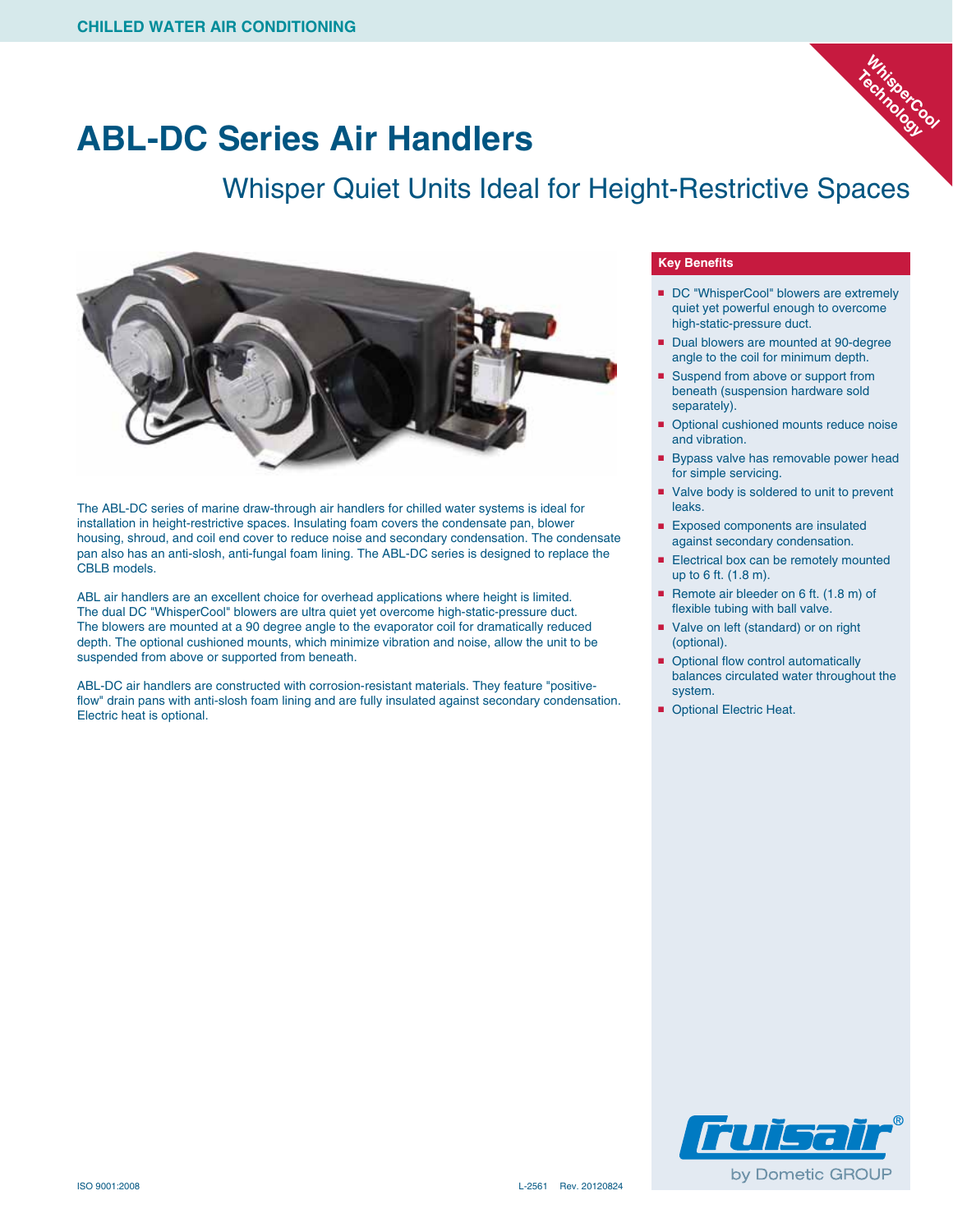CHILLED WATER AIR CONDITIONING

WhisperCool Technology

# ABL-DC Series Air Handlers

## Whisper Quiet Units Ideal for Height-Restrictive Spaces

The ABL-DC series of marine draw-through air handlers for chilled water systems is ideal for installation in height-restrictive spaces. Insulating foam covers the condensate pan, blower housing, shroud, and coil end cover to reduce noise and secondary condensation. The condensate pan also has an anti-slosh, anti-fungal foam lining. The ABL-DC series is designed to replace the CBLB models.

ABL air handlers are an excellent choice for overhead applications where height is limited. The dual DC "WhisperCool" blowers are ultra quiet yet overcome high-static-pressure duct. The blowers are mounted at a 90 degree angle to the evaporator coil for dramatically reduced depth. The optional cushioned mounts, which minimize vibration and noise, allow the unit to be suspended from above or supported from beneath.

ABL-DC air handlers are constructed with corrosion-resistant materials. They feature "positive-flow" drain pans with anti-slosh foam lining and are fully insulated against secondary condensation. Electric heat is optional.

### Key Benefits

- DC "WhisperCool" blowers are extremely quiet yet powerful enough to overcome high-static-pressure duct.
- Dual blowers are mounted at 90-degree angle to the coil for minimum depth.
- Suspend from above or support from beneath (suspension hardware sold separately).
- Optional cushioned mounts reduce noise and vibration.
- Bypass valve has removable power head for simple servicing.
- Valve body is soldered to unit to prevent leaks.
- Exposed components are insulated against secondary condensation.
- Electrical box can be remotely mounted up to 6 ft. (1.8 m).
- Remote air bleeder on 6 ft. (1.8 m) of flexible tubing with ball valve.
- Valve on left (standard) or on right (optional).
- Optional flow control automatically balances circulated water throughout the system.
- Optional Electric Heat.

Cruisair® by Dometic GROUP

ISO 9001:2008

L-2561 Rev. 20120824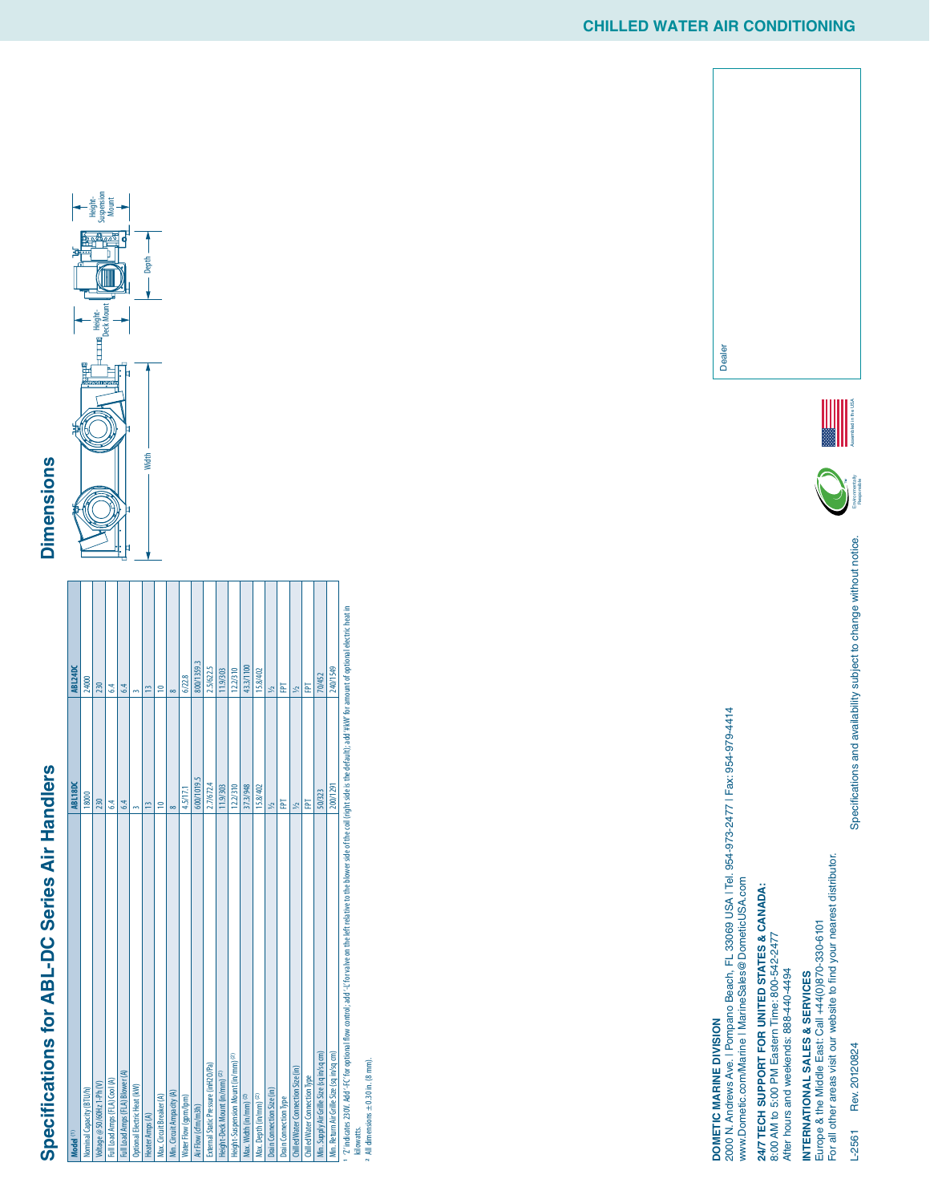## Specifications for ABL-DC Series Air Handlers

| Model [1] | ABL18DC | ABL24DC |
|---|---|---|
| Nominal Capacity (BTU/h) | 18000 | 24000 |
| Voltage @ 50/60Hz 1-Ph (V) | 230 | 230 |
| Full Load Amps (FLA) Cool (A) | 6.4 | 6.4 |
| Full Load Amps (FLA) Blower (A) | 6.4 | 6.4 |
| Optional Electric Heat (kW) | 3 | 3 |
| Heater Amps (A) | 13 | 13 |
| Max. Circuit Breaker (A) | 10 | 10 |
| Min. Circuit Ampacity (A) | 8 | 8 |
| Water Flow (gpm/lpm) | 4.5/17.1 | 6/22.8 |
| Air Flow (cfm/m3h) | 600/1019.5 | 800/1359.3 |
| External Static Pressure (inH2O/Pa) | 2.7/672.4 | 2.5/622.5 |
| Height-Deck Mount (in/mm) [2] | 11.9/303 | 11.9/303 |
| Height-Suspension Mount (in/mm) [2] | 12.2/310 | 12.2/310 |
| Max. Width (in/mm) [2] | 37.3/948 | 43.3/1100 |
| Max. Depth (in/mm) [2] | 15.8/402 | 15.8/402 |
| Drain Connection Size (in) | ½ | ½ |
| Drain Connection Type | FPT | FPT |
| Chilled Water Connection Size (in) | ½ | ½ |
| Chilled Water Connection Type | FPT | FPT |
| Min. Supply Air Grille Size (sq in/sq cm) | 50/323 | 70/452 |
| Min. Return Air Grille Size (sq in/sq cm) | 200/1291 | 240/1549 |

[1] '2' indicates 230V. Add '-L' for valve on the left relative to the blower side of the coil (right side is the default); add '-FC' for optional flow control; add '#kW' for amount of optional electric heat in kilowatts.

[2] All dimensions ± 0.30 in. (8 mm).

## Dimensions

Width

Height-Deck Mount

Depth

Height-Suspension Mount

Dealer

Environmentally Responsible

Assembled in the USA

**DOMETIC MARINE DIVISION**
2000 N. Andrews Ave. | Pompano Beach, FL 33069 USA | Tel. 954-973-2477 | Fax: 954-979-4414
www.Dometic.com/Marine | MarineSales@DometicUSA.com

**24/7 TECH SUPPORT FOR UNITED STATES & CANADA:**
8:00 AM to 5:00 PM Eastern Time: 800-542-2477
After hours and weekends: 888-440-4494

**INTERNATIONAL SALES & SERVICES**
Europe & the Middle East: Call +44(0)870-330-6101
For all other areas visit our website to find your nearest distributor.

L-2561 Rev. 20120824

Specifications and availability subject to change without notice.